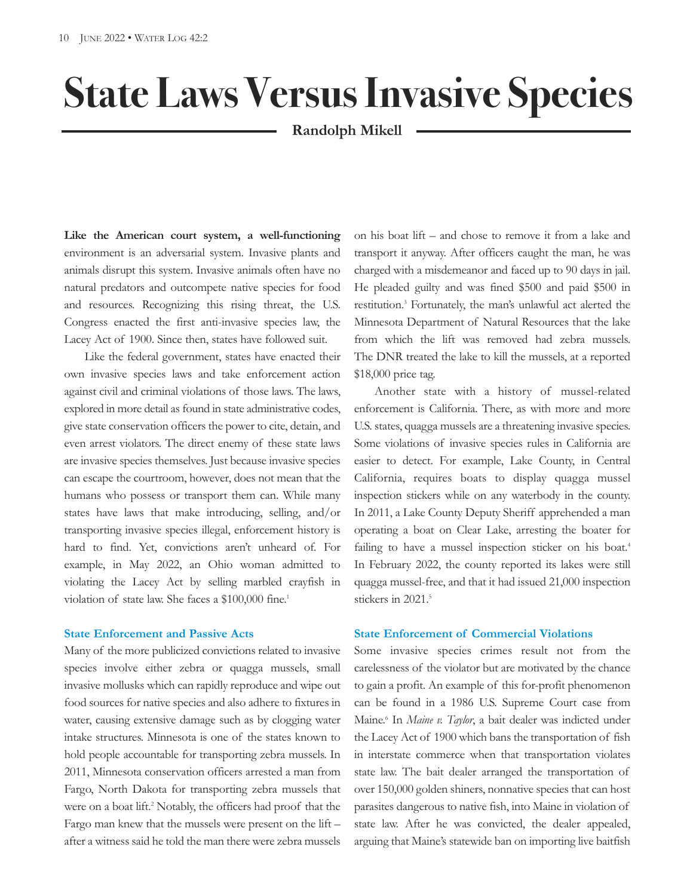# State Laws Versus Invasive Species

**Randolph Mikell**

**Like the American court system, a well-functioning** environment is an adversarial system. Invasive plants and animals disrupt this system. Invasive animals often have no natural predators and outcompete native species for food and resources. Recognizing this rising threat, the U.S. Congress enacted the first anti-invasive species law, the Lacey Act of 1900. Since then, states have followed suit.

Like the federal government, states have enacted their own invasive species laws and take enforcement action against civil and criminal violations of those laws. The laws, explored in more detail as found in state administrative codes, give state conservation officers the power to cite, detain, and even arrest violators. The direct enemy of these state laws are invasive species themselves. Just because invasive species can escape the courtroom, however, does not mean that the humans who possess or transport them can. While many states have laws that make introducing, selling, and/or transporting invasive species illegal, enforcement history is hard to find. Yet, convictions aren't unheard of. For example, in May 2022, an Ohio woman admitted to violating the Lacey Act by selling marbled crayfish in violation of state law. She faces a $100,000 fine.[1]

### State Enforcement and Passive Acts

Many of the more publicized convictions related to invasive species involve either zebra or quagga mussels, small invasive mollusks which can rapidly reproduce and wipe out food sources for native species and also adhere to fixtures in water, causing extensive damage such as by clogging water intake structures. Minnesota is one of the states known to hold people accountable for transporting zebra mussels. In 2011, Minnesota conservation officers arrested a man from Fargo, North Dakota for transporting zebra mussels that were on a boat lift.[2] Notably, the officers had proof that the Fargo man knew that the mussels were present on the lift – after a witness said he told the man there were zebra mussels on his boat lift – and chose to remove it from a lake and transport it anyway. After officers caught the man, he was charged with a misdemeanor and faced up to 90 days in jail. He pleaded guilty and was fined $500 and paid $500 in restitution.[3] Fortunately, the man's unlawful act alerted the Minnesota Department of Natural Resources that the lake from which the lift was removed had zebra mussels. The DNR treated the lake to kill the mussels, at a reported $18,000 price tag.

Another state with a history of mussel-related enforcement is California. There, as with more and more U.S. states, quagga mussels are a threatening invasive species. Some violations of invasive species rules in California are easier to detect. For example, Lake County, in Central California, requires boats to display quagga mussel inspection stickers while on any waterbody in the county. In 2011, a Lake County Deputy Sheriff apprehended a man operating a boat on Clear Lake, arresting the boater for failing to have a mussel inspection sticker on his boat.[4] In February 2022, the county reported its lakes were still quagga mussel-free, and that it had issued 21,000 inspection stickers in 2021.[5]

### State Enforcement of Commercial Violations

Some invasive species crimes result not from the carelessness of the violator but are motivated by the chance to gain a profit. An example of this for-profit phenomenon can be found in a 1986 U.S. Supreme Court case from Maine.[6] In *Maine v. Taylor*, a bait dealer was indicted under the Lacey Act of 1900 which bans the transportation of fish in interstate commerce when that transportation violates state law. The bait dealer arranged the transportation of over 150,000 golden shiners, nonnative species that can host parasites dangerous to native fish, into Maine in violation of state law. After he was convicted, the dealer appealed, arguing that Maine's statewide ban on importing live baitfish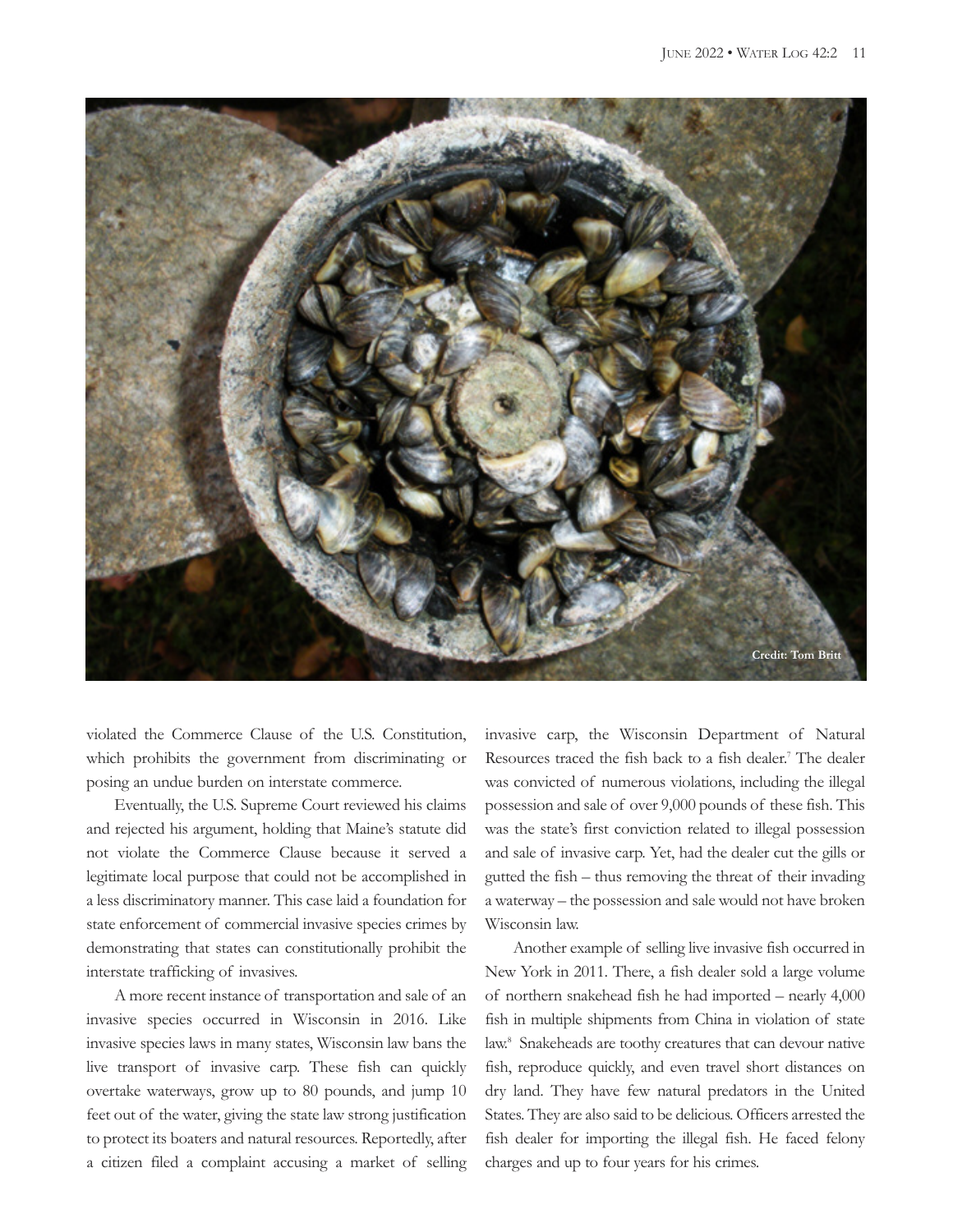Credit: Tom Britt

violated the Commerce Clause of the U.S. Constitution, which prohibits the government from discriminating or posing an undue burden on interstate commerce.

Eventually, the U.S. Supreme Court reviewed his claims and rejected his argument, holding that Maine's statute did not violate the Commerce Clause because it served a legitimate local purpose that could not be accomplished in a less discriminatory manner. This case laid a foundation for state enforcement of commercial invasive species crimes by demonstrating that states can constitutionally prohibit the interstate trafficking of invasives.

A more recent instance of transportation and sale of an invasive species occurred in Wisconsin in 2016. Like invasive species laws in many states, Wisconsin law bans the live transport of invasive carp. These fish can quickly overtake waterways, grow up to 80 pounds, and jump 10 feet out of the water, giving the state law strong justification to protect its boaters and natural resources. Reportedly, after a citizen filed a complaint accusing a market of selling invasive carp, the Wisconsin Department of Natural Resources traced the fish back to a fish dealer.[7] The dealer was convicted of numerous violations, including the illegal possession and sale of over 9,000 pounds of these fish. This was the state's first conviction related to illegal possession and sale of invasive carp. Yet, had the dealer cut the gills or gutted the fish – thus removing the threat of their invading a waterway – the possession and sale would not have broken Wisconsin law.

Another example of selling live invasive fish occurred in New York in 2011. There, a fish dealer sold a large volume of northern snakehead fish he had imported – nearly 4,000 fish in multiple shipments from China in violation of state law.[8] Snakeheads are toothy creatures that can devour native fish, reproduce quickly, and even travel short distances on dry land. They have few natural predators in the United States. They are also said to be delicious. Officers arrested the fish dealer for importing the illegal fish. He faced felony charges and up to four years for his crimes.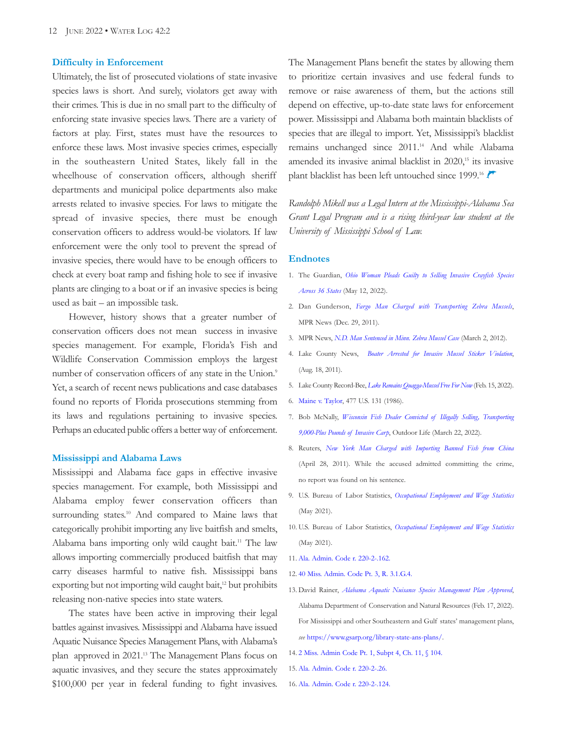## Difficulty in Enforcement

Ultimately, the list of prosecuted violations of state invasive species laws is short. And surely, violators get away with their crimes. This is due in no small part to the difficulty of enforcing state invasive species laws. There are a variety of factors at play. First, states must have the resources to enforce these laws. Most invasive species crimes, especially in the southeastern United States, likely fall in the wheelhouse of conservation officers, although sheriff departments and municipal police departments also make arrests related to invasive species. For laws to mitigate the spread of invasive species, there must be enough conservation officers to address would-be violators. If law enforcement were the only tool to prevent the spread of invasive species, there would have to be enough officers to check at every boat ramp and fishing hole to see if invasive plants are clinging to a boat or if an invasive species is being used as bait – an impossible task.

However, history shows that a greater number of conservation officers does not mean success in invasive species management. For example, Florida's Fish and Wildlife Conservation Commission employs the largest number of conservation officers of any state in the Union.[9] Yet, a search of recent news publications and case databases found no reports of Florida prosecutions stemming from its laws and regulations pertaining to invasive species. Perhaps an educated public offers a better way of enforcement.

## Mississippi and Alabama Laws

Mississippi and Alabama face gaps in effective invasive species management. For example, both Mississippi and Alabama employ fewer conservation officers than surrounding states.[10] And compared to Maine laws that categorically prohibit importing any live baitfish and smelts, Alabama bans importing only wild caught bait.[11] The law allows importing commercially produced baitfish that may carry diseases harmful to native fish. Mississippi bans exporting but not importing wild caught bait,[12] but prohibits releasing non-native species into state waters.

The states have been active in improving their legal battles against invasives. Mississippi and Alabama have issued Aquatic Nuisance Species Management Plans, with Alabama's plan approved in 2021.[13] The Management Plans focus on aquatic invasives, and they secure the states approximately $100,000 per year in federal funding to fight invasives. The Management Plans benefit the states by allowing them to prioritize certain invasives and use federal funds to remove or raise awareness of them, but the actions still depend on effective, up-to-date state laws for enforcement power. Mississippi and Alabama both maintain blacklists of species that are illegal to import. Yet, Mississippi's blacklist remains unchanged since 2011.[14] And while Alabama amended its invasive animal blacklist in 2020,[15] its invasive plant blacklist has been left untouched since 1999.[16]

*Randolph Mikell was a Legal Intern at the Mississippi-Alabama Sea Grant Legal Program and is a rising third-year law student at the University of Mississippi School of Law.*

## Endnotes

1. The Guardian, *Ohio Woman Pleads Guilty to Selling Invasive Crayfish Species Across 36 States* (May 12, 2022).
2. Dan Gunderson, *Fargo Man Charged with Transporting Zebra Mussels*, MPR News (Dec. 29, 2011).
3. MPR News, *N.D. Man Sentenced in Minn. Zebra Mussel Case* (March 2, 2012).
4. Lake County News, *Boater Arrested for Invasive Mussel Sticker Violation*, (Aug. 18, 2011).
5. Lake County Record-Bee, *Lake Remains Quagga-Mussel Free For Now* (Feb. 15, 2022).
6. Maine v. Taylor, 477 U.S. 131 (1986).
7. Bob McNally, *Wisconsin Fish Dealer Convicted of Illegally Selling, Transporting 9,000-Plus Pounds of Invasive Carp*, Outdoor Life (March 22, 2022).
8. Reuters, *New York Man Charged with Importing Banned Fish from China* (April 28, 2011). While the accused admitted committing the crime, no report was found on his sentence.
9. U.S. Bureau of Labor Statistics, *Occupational Employment and Wage Statistics* (May 2021).
10. U.S. Bureau of Labor Statistics, *Occupational Employment and Wage Statistics* (May 2021).
11. Ala. Admin. Code r. 220-2-.162.
12. 40 Miss. Admin. Code Pt. 3, R. 3.1.G.4.
13. David Rainer, *Alabama Aquatic Nuisance Species Management Plan Approved*, Alabama Department of Conservation and Natural Resources (Feb. 17, 2022). For Mississippi and other Southeastern and Gulf states' management plans, *see* https://www.gsarp.org/library-state-ans-plans/.
14. 2 Miss. Admin Code Pt. 1, Subpt 4, Ch. 11, § 104.
15. Ala. Admin. Code r. 220-2-.26.
16. Ala. Admin. Code r. 220-2-.124.